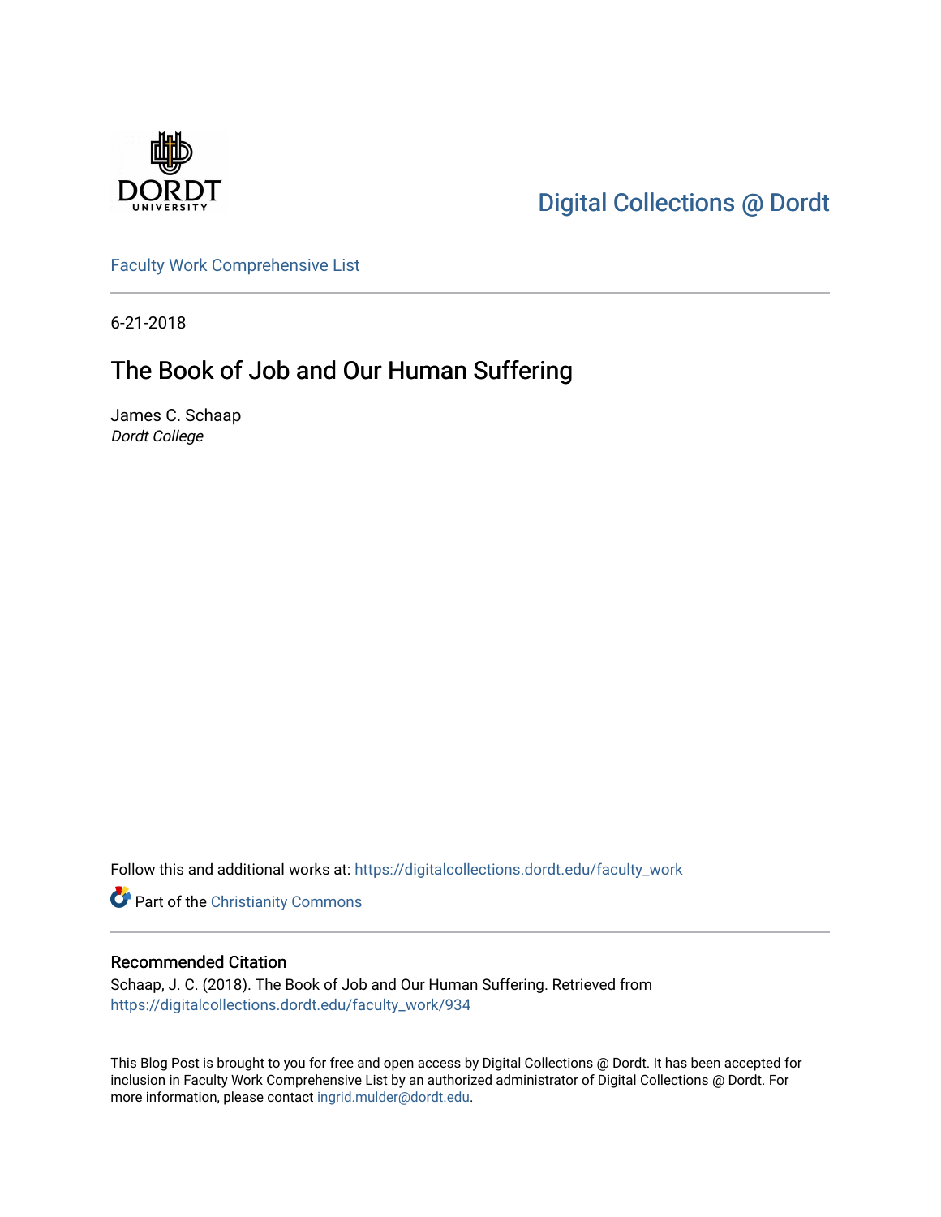Digital Collections @ Dordt

Faculty Work Comprehensive List

6-21-2018

# The Book of Job and Our Human Suffering

James C. Schaap
*Dordt College*

Follow this and additional works at: https://digitalcollections.dordt.edu/faculty_work

Part of the Christianity Commons

## Recommended Citation

Schaap, J. C. (2018). The Book of Job and Our Human Suffering. Retrieved from https://digitalcollections.dordt.edu/faculty_work/934

This Blog Post is brought to you for free and open access by Digital Collections @ Dordt. It has been accepted for inclusion in Faculty Work Comprehensive List by an authorized administrator of Digital Collections @ Dordt. For more information, please contact ingrid.mulder@dordt.edu.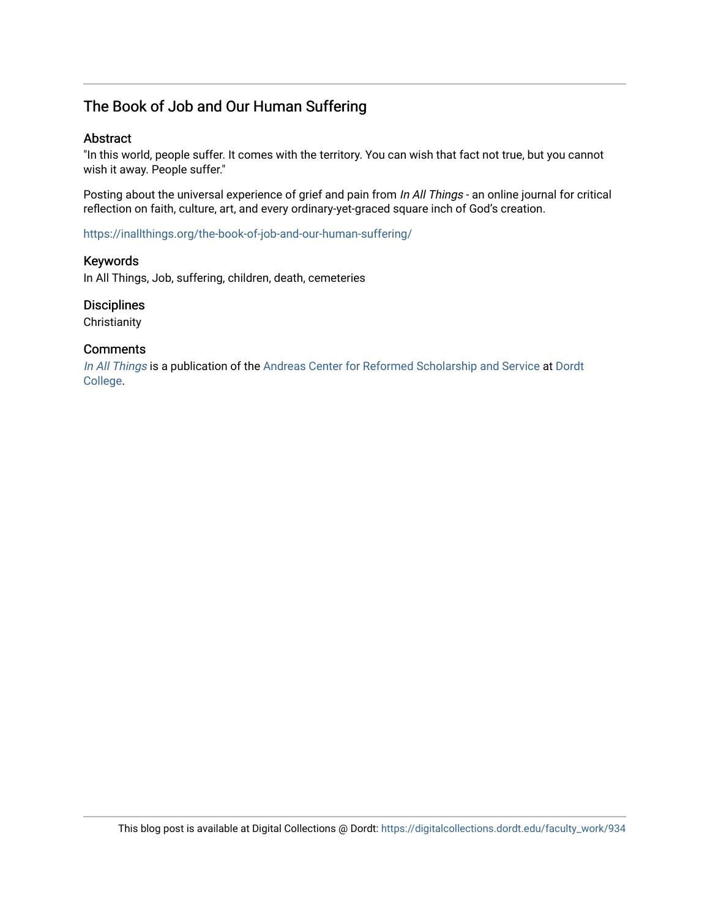## The Book of Job and Our Human Suffering

### Abstract

"In this world, people suffer. It comes with the territory. You can wish that fact not true, but you cannot wish it away. People suffer."

Posting about the universal experience of grief and pain from *In All Things* - an online journal for critical reflection on faith, culture, art, and every ordinary-yet-graced square inch of God's creation.

https://inallthings.org/the-book-of-job-and-our-human-suffering/

### Keywords

In All Things, Job, suffering, children, death, cemeteries

### Disciplines

Christianity

### Comments

*In All Things* is a publication of the Andreas Center for Reformed Scholarship and Service at Dordt College.

This blog post is available at Digital Collections @ Dordt: https://digitalcollections.dordt.edu/faculty_work/934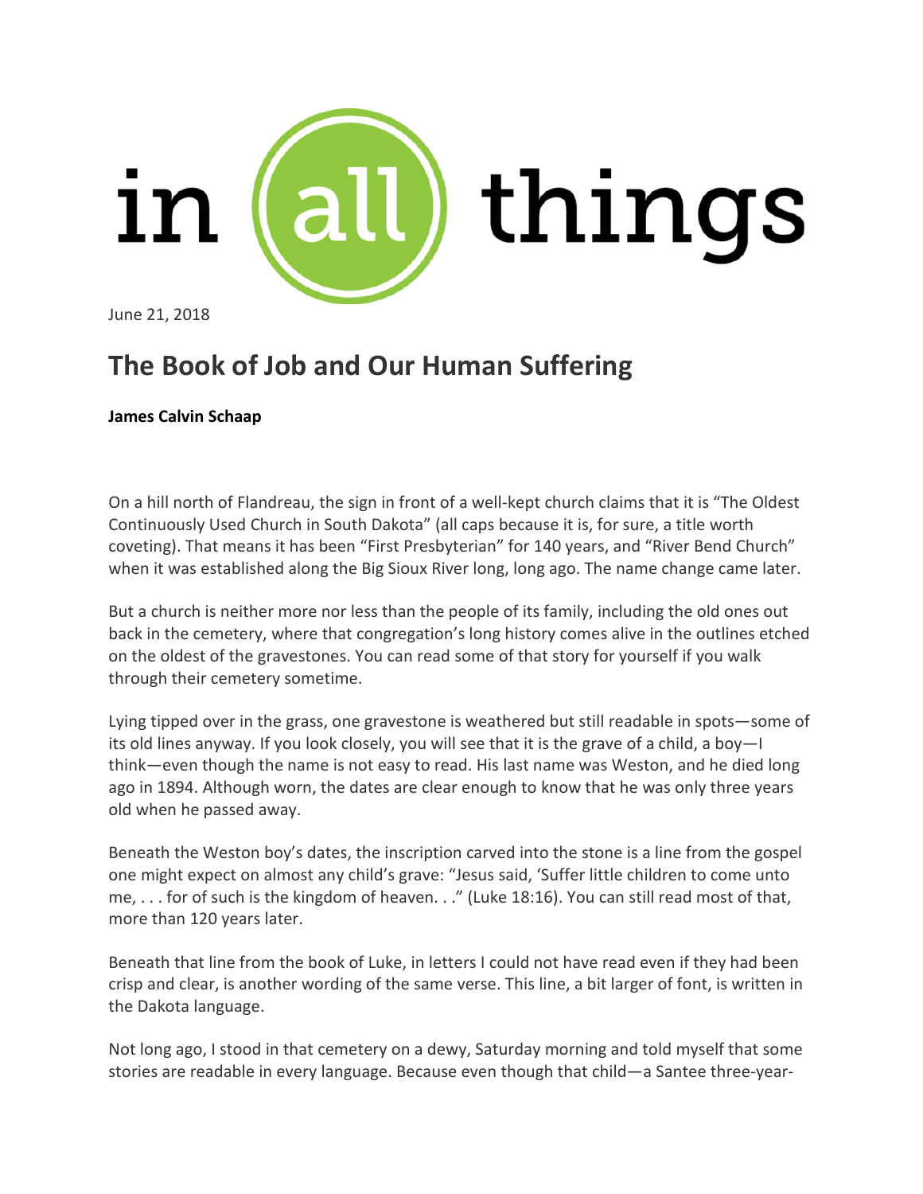in all things

June 21, 2018

# The Book of Job and Our Human Suffering

**James Calvin Schaap**

On a hill north of Flandreau, the sign in front of a well-kept church claims that it is "The Oldest Continuously Used Church in South Dakota" (all caps because it is, for sure, a title worth coveting). That means it has been "First Presbyterian" for 140 years, and "River Bend Church" when it was established along the Big Sioux River long, long ago. The name change came later.

But a church is neither more nor less than the people of its family, including the old ones out back in the cemetery, where that congregation's long history comes alive in the outlines etched on the oldest of the gravestones. You can read some of that story for yourself if you walk through their cemetery sometime.

Lying tipped over in the grass, one gravestone is weathered but still readable in spots—some of its old lines anyway. If you look closely, you will see that it is the grave of a child, a boy—I think—even though the name is not easy to read. His last name was Weston, and he died long ago in 1894. Although worn, the dates are clear enough to know that he was only three years old when he passed away.

Beneath the Weston boy's dates, the inscription carved into the stone is a line from the gospel one might expect on almost any child's grave: "Jesus said, 'Suffer little children to come unto me, . . . for of such is the kingdom of heaven. . ." (Luke 18:16). You can still read most of that, more than 120 years later.

Beneath that line from the book of Luke, in letters I could not have read even if they had been crisp and clear, is another wording of the same verse. This line, a bit larger of font, is written in the Dakota language.

Not long ago, I stood in that cemetery on a dewy, Saturday morning and told myself that some stories are readable in every language. Because even though that child—a Santee three-year-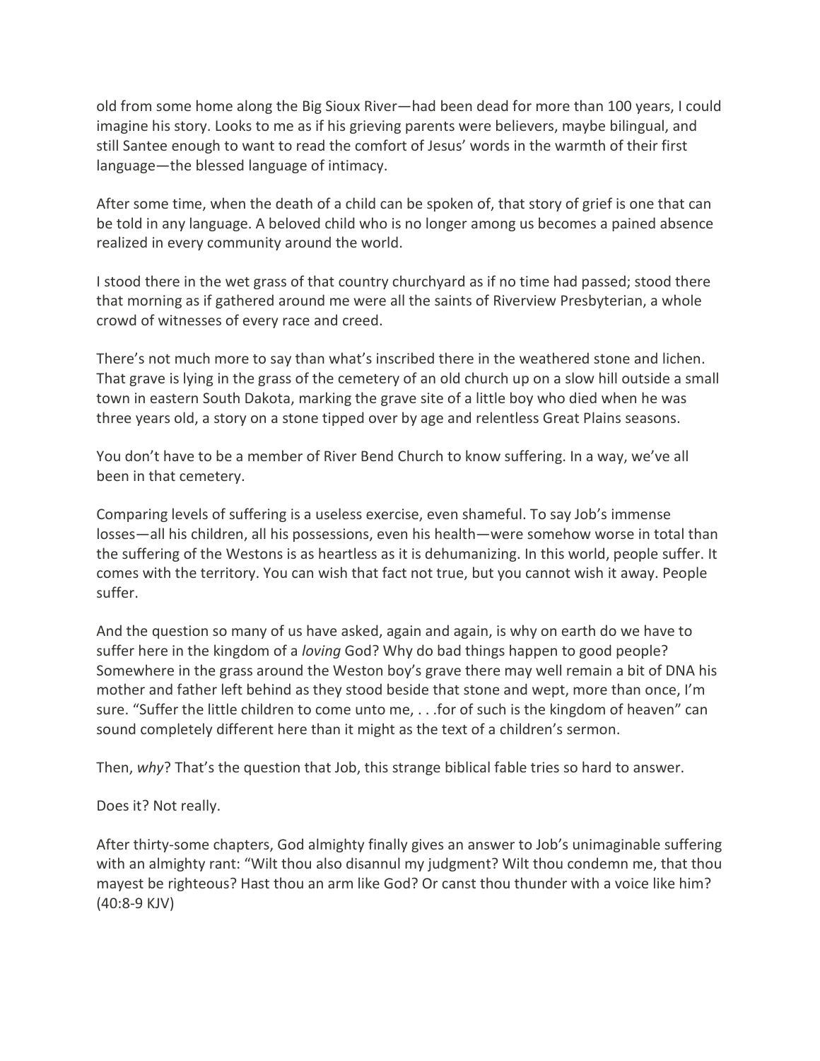old from some home along the Big Sioux River—had been dead for more than 100 years, I could imagine his story. Looks to me as if his grieving parents were believers, maybe bilingual, and still Santee enough to want to read the comfort of Jesus' words in the warmth of their first language—the blessed language of intimacy.

After some time, when the death of a child can be spoken of, that story of grief is one that can be told in any language. A beloved child who is no longer among us becomes a pained absence realized in every community around the world.

I stood there in the wet grass of that country churchyard as if no time had passed; stood there that morning as if gathered around me were all the saints of Riverview Presbyterian, a whole crowd of witnesses of every race and creed.

There's not much more to say than what's inscribed there in the weathered stone and lichen. That grave is lying in the grass of the cemetery of an old church up on a slow hill outside a small town in eastern South Dakota, marking the grave site of a little boy who died when he was three years old, a story on a stone tipped over by age and relentless Great Plains seasons.

You don't have to be a member of River Bend Church to know suffering. In a way, we've all been in that cemetery.

Comparing levels of suffering is a useless exercise, even shameful. To say Job's immense losses—all his children, all his possessions, even his health—were somehow worse in total than the suffering of the Westons is as heartless as it is dehumanizing. In this world, people suffer. It comes with the territory. You can wish that fact not true, but you cannot wish it away. People suffer.

And the question so many of us have asked, again and again, is why on earth do we have to suffer here in the kingdom of a *loving* God? Why do bad things happen to good people? Somewhere in the grass around the Weston boy's grave there may well remain a bit of DNA his mother and father left behind as they stood beside that stone and wept, more than once, I'm sure. "Suffer the little children to come unto me, . . .for of such is the kingdom of heaven" can sound completely different here than it might as the text of a children's sermon.

Then, *why*? That's the question that Job, this strange biblical fable tries so hard to answer.

Does it? Not really.

After thirty-some chapters, God almighty finally gives an answer to Job's unimaginable suffering with an almighty rant: "Wilt thou also disannul my judgment? Wilt thou condemn me, that thou mayest be righteous? Hast thou an arm like God? Or canst thou thunder with a voice like him? (40:8-9 KJV)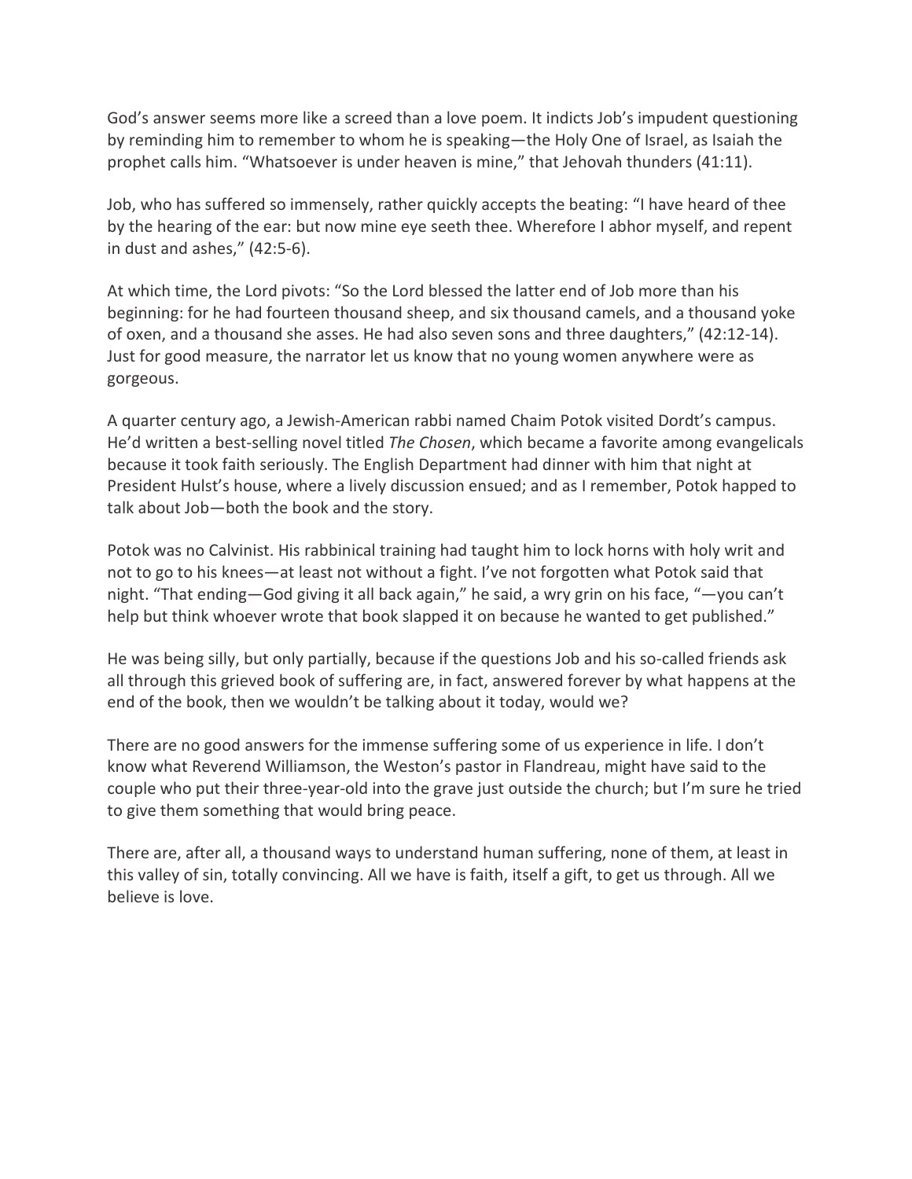God's answer seems more like a screed than a love poem. It indicts Job's impudent questioning by reminding him to remember to whom he is speaking—the Holy One of Israel, as Isaiah the prophet calls him. "Whatsoever is under heaven is mine," that Jehovah thunders (41:11).

Job, who has suffered so immensely, rather quickly accepts the beating: "I have heard of thee by the hearing of the ear: but now mine eye seeth thee. Wherefore I abhor myself, and repent in dust and ashes," (42:5-6).

At which time, the Lord pivots: "So the Lord blessed the latter end of Job more than his beginning: for he had fourteen thousand sheep, and six thousand camels, and a thousand yoke of oxen, and a thousand she asses. He had also seven sons and three daughters," (42:12-14). Just for good measure, the narrator let us know that no young women anywhere were as gorgeous.

A quarter century ago, a Jewish-American rabbi named Chaim Potok visited Dordt's campus. He'd written a best-selling novel titled *The Chosen*, which became a favorite among evangelicals because it took faith seriously. The English Department had dinner with him that night at President Hulst's house, where a lively discussion ensued; and as I remember, Potok happed to talk about Job—both the book and the story.

Potok was no Calvinist. His rabbinical training had taught him to lock horns with holy writ and not to go to his knees—at least not without a fight. I've not forgotten what Potok said that night. "That ending—God giving it all back again," he said, a wry grin on his face, "—you can't help but think whoever wrote that book slapped it on because he wanted to get published."

He was being silly, but only partially, because if the questions Job and his so-called friends ask all through this grieved book of suffering are, in fact, answered forever by what happens at the end of the book, then we wouldn't be talking about it today, would we?

There are no good answers for the immense suffering some of us experience in life. I don't know what Reverend Williamson, the Weston's pastor in Flandreau, might have said to the couple who put their three-year-old into the grave just outside the church; but I'm sure he tried to give them something that would bring peace.

There are, after all, a thousand ways to understand human suffering, none of them, at least in this valley of sin, totally convincing. All we have is faith, itself a gift, to get us through. All we believe is love.